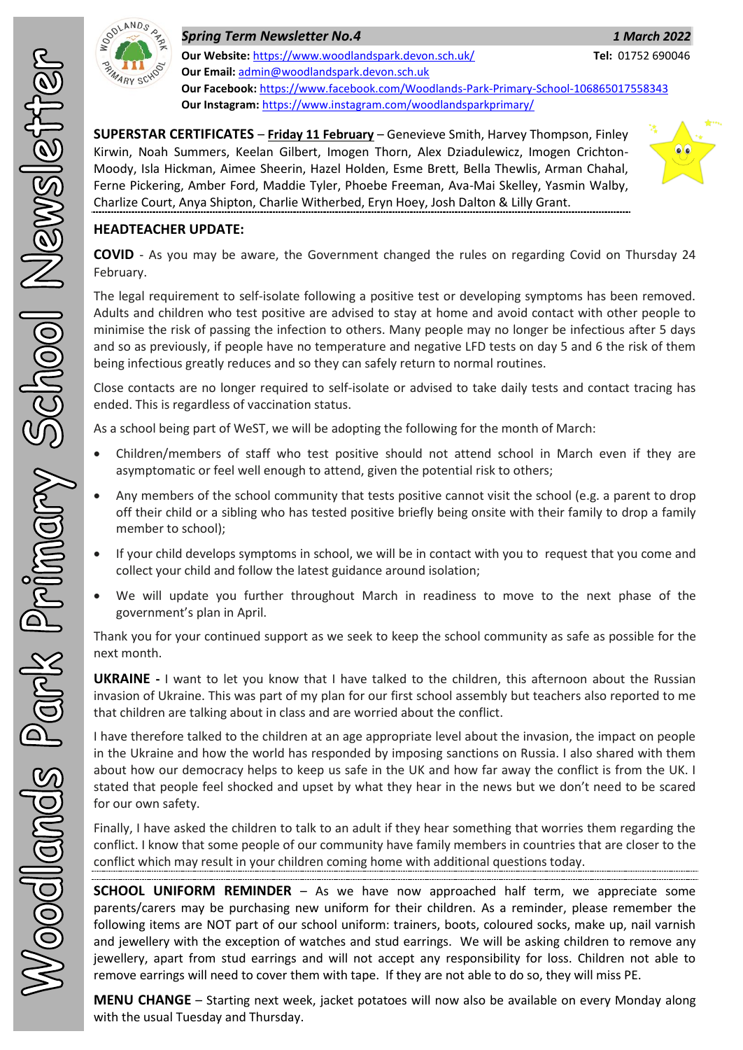# Woodlands Park Primary School Newsletter

***Spring Term Newsletter No.4*** ***1 March 2022***

**Our Website:** https://www.woodlandspark.devon.sch.uk/ **Tel:** 01752 690046
**Our Email:** admin@woodlandspark.devon.sch.uk
**Our Facebook:** https://www.facebook.com/Woodlands-Park-Primary-School-106865017558343
**Our Instagram:** https://www.instagram.com/woodlandsparkprimary/

**SUPERSTAR CERTIFICATES** – **Friday 11 February** – Genevieve Smith, Harvey Thompson, Finley Kirwin, Noah Summers, Keelan Gilbert, Imogen Thorn, Alex Dziadulewicz, Imogen Crichton-Moody, Isla Hickman, Aimee Sheerin, Hazel Holden, Esme Brett, Bella Thewlis, Arman Chahal, Ferne Pickering, Amber Ford, Maddie Tyler, Phoebe Freeman, Ava-Mai Skelley, Yasmin Walby, Charlize Court, Anya Shipton, Charlie Witherbed, Eryn Hoey, Josh Dalton & Lilly Grant.

## HEADTEACHER UPDATE:

**COVID** - As you may be aware, the Government changed the rules on regarding Covid on Thursday 24 February.

The legal requirement to self-isolate following a positive test or developing symptoms has been removed. Adults and children who test positive are advised to stay at home and avoid contact with other people to minimise the risk of passing the infection to others. Many people may no longer be infectious after 5 days and so as previously, if people have no temperature and negative LFD tests on day 5 and 6 the risk of them being infectious greatly reduces and so they can safely return to normal routines.

Close contacts are no longer required to self-isolate or advised to take daily tests and contact tracing has ended. This is regardless of vaccination status.

As a school being part of WeST, we will be adopting the following for the month of March:

- Children/members of staff who test positive should not attend school in March even if they are asymptomatic or feel well enough to attend, given the potential risk to others;
- Any members of the school community that tests positive cannot visit the school (e.g. a parent to drop off their child or a sibling who has tested positive briefly being onsite with their family to drop a family member to school);
- If your child develops symptoms in school, we will be in contact with you to request that you come and collect your child and follow the latest guidance around isolation;
- We will update you further throughout March in readiness to move to the next phase of the government's plan in April.

Thank you for your continued support as we seek to keep the school community as safe as possible for the next month.

**UKRAINE -** I want to let you know that I have talked to the children, this afternoon about the Russian invasion of Ukraine. This was part of my plan for our first school assembly but teachers also reported to me that children are talking about in class and are worried about the conflict.

I have therefore talked to the children at an age appropriate level about the invasion, the impact on people in the Ukraine and how the world has responded by imposing sanctions on Russia. I also shared with them about how our democracy helps to keep us safe in the UK and how far away the conflict is from the UK. I stated that people feel shocked and upset by what they hear in the news but we don't need to be scared for our own safety.

Finally, I have asked the children to talk to an adult if they hear something that worries them regarding the conflict. I know that some people of our community have family members in countries that are closer to the conflict which may result in your children coming home with additional questions today.

**SCHOOL UNIFORM REMINDER** – As we have now approached half term, we appreciate some parents/carers may be purchasing new uniform for their children. As a reminder, please remember the following items are NOT part of our school uniform: trainers, boots, coloured socks, make up, nail varnish and jewellery with the exception of watches and stud earrings. We will be asking children to remove any jewellery, apart from stud earrings and will not accept any responsibility for loss. Children not able to remove earrings will need to cover them with tape. If they are not able to do so, they will miss PE.

**MENU CHANGE** – Starting next week, jacket potatoes will now also be available on every Monday along with the usual Tuesday and Thursday.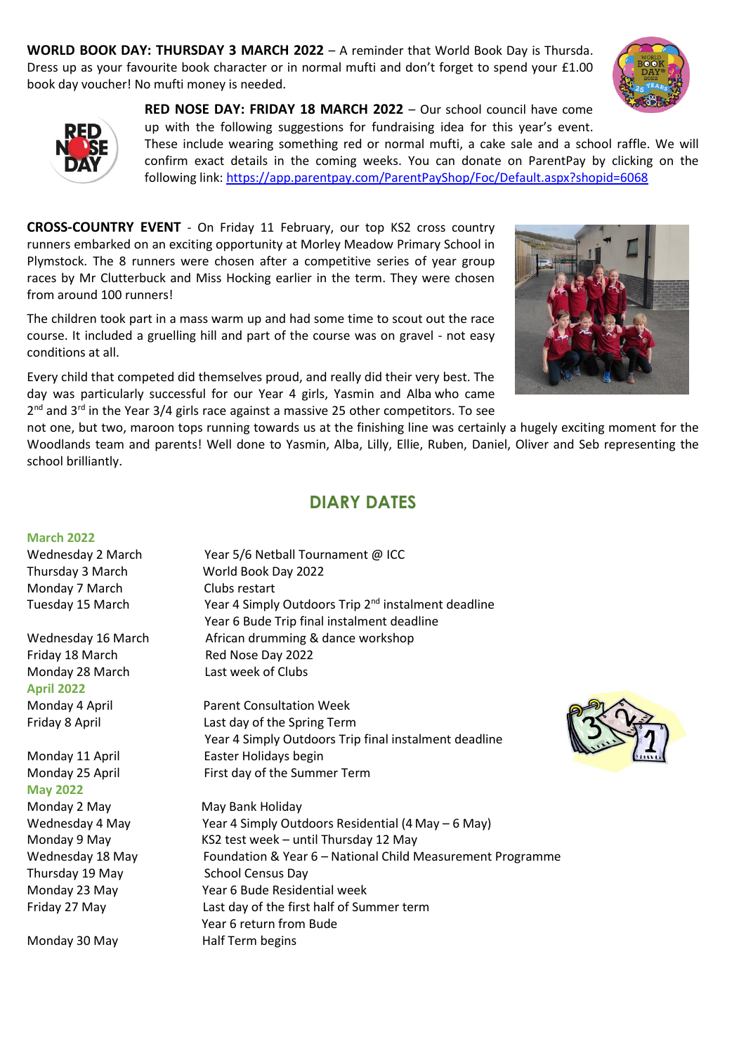**WORLD BOOK DAY: THURSDAY 3 MARCH 2022** – A reminder that World Book Day is Thursda. Dress up as your favourite book character or in normal mufti and don't forget to spend your £1.00 book day voucher! No mufti money is needed.

**RED NOSE DAY: FRIDAY 18 MARCH 2022** – Our school council have come up with the following suggestions for fundraising idea for this year's event. These include wearing something red or normal mufti, a cake sale and a school raffle. We will confirm exact details in the coming weeks. You can donate on ParentPay by clicking on the following link: https://app.parentpay.com/ParentPayShop/Foc/Default.aspx?shopid=6068

**CROSS-COUNTRY EVENT** - On Friday 11 February, our top KS2 cross country runners embarked on an exciting opportunity at Morley Meadow Primary School in Plymstock. The 8 runners were chosen after a competitive series of year group races by Mr Clutterbuck and Miss Hocking earlier in the term. They were chosen from around 100 runners!

The children took part in a mass warm up and had some time to scout out the race course. It included a gruelling hill and part of the course was on gravel - not easy conditions at all.

Every child that competed did themselves proud, and really did their very best. The day was particularly successful for our Year 4 girls, Yasmin and Alba who came 2nd and 3rd in the Year 3/4 girls race against a massive 25 other competitors. To see not one, but two, maroon tops running towards us at the finishing line was certainly a hugely exciting moment for the Woodlands team and parents! Well done to Yasmin, Alba, Lilly, Ellie, Ruben, Daniel, Oliver and Seb representing the school brilliantly.

## DIARY DATES

| | |
|---|---|
| **March 2022** | |
| Wednesday 2 March | Year 5/6 Netball Tournament @ ICC |
| Thursday 3 March | World Book Day 2022 |
| Monday 7 March | Clubs restart |
| Tuesday 15 March | Year 4 Simply Outdoors Trip 2nd instalment deadline |
| | Year 6 Bude Trip final instalment deadline |
| Wednesday 16 March | African drumming & dance workshop |
| Friday 18 March | Red Nose Day 2022 |
| Monday 28 March | Last week of Clubs |
| **April 2022** | |
| Monday 4 April | Parent Consultation Week |
| Friday 8 April | Last day of the Spring Term |
| | Year 4 Simply Outdoors Trip final instalment deadline |
| Monday 11 April | Easter Holidays begin |
| Monday 25 April | First day of the Summer Term |
| **May 2022** | |
| Monday 2 May | May Bank Holiday |
| Wednesday 4 May | Year 4 Simply Outdoors Residential (4 May – 6 May) |
| Monday 9 May | KS2 test week – until Thursday 12 May |
| Wednesday 18 May | Foundation & Year 6 – National Child Measurement Programme |
| Thursday 19 May | School Census Day |
| Monday 23 May | Year 6 Bude Residential week |
| Friday 27 May | Last day of the first half of Summer term |
| | Year 6 return from Bude |
| Monday 30 May | Half Term begins |